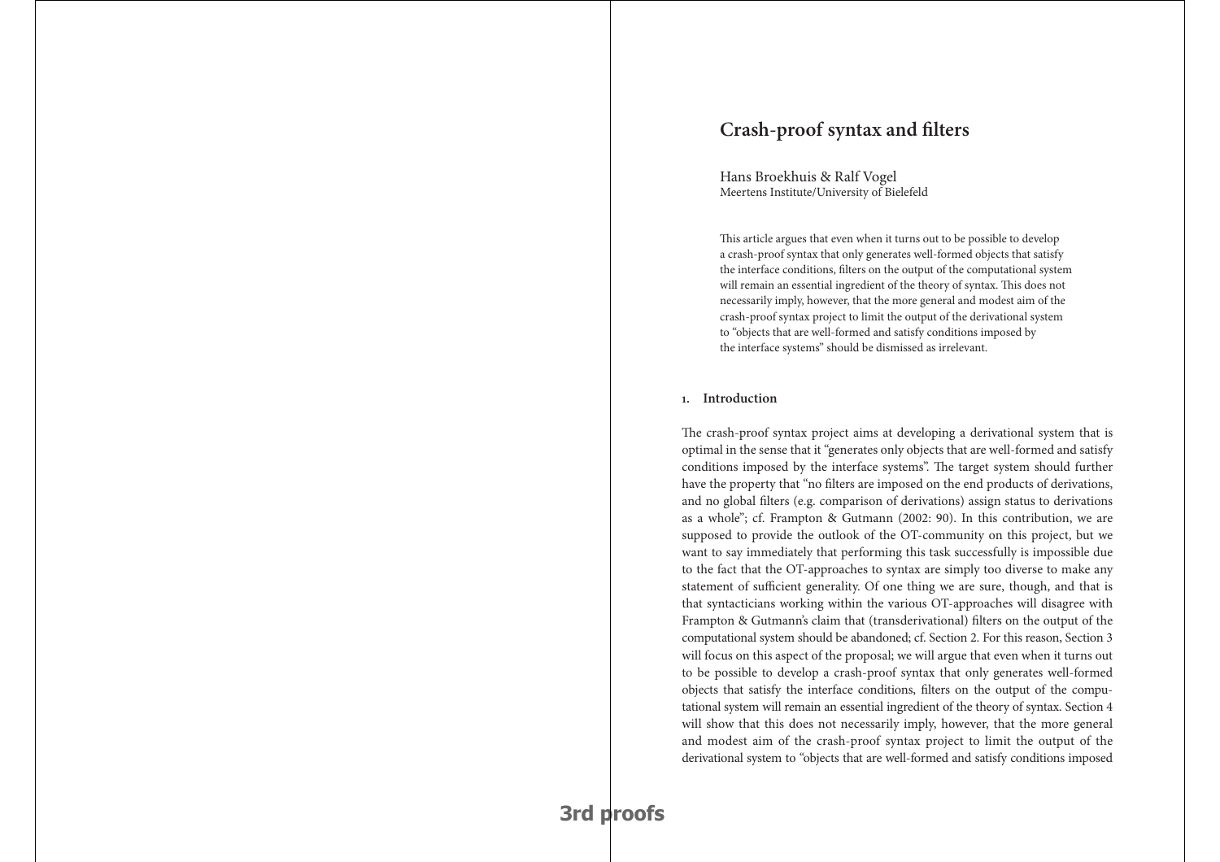# Crash-proof syntax and filters

Hans Broekhuis & Ralf Vogel
Meertens Institute/University of Bielefeld

This article argues that even when it turns out to be possible to develop a crash-proof syntax that only generates well-formed objects that satisfy the interface conditions, filters on the output of the computational system will remain an essential ingredient of the theory of syntax. This does not necessarily imply, however, that the more general and modest aim of the crash-proof syntax project to limit the output of the derivational system to "objects that are well-formed and satisfy conditions imposed by the interface systems" should be dismissed as irrelevant.

## 1. Introduction

The crash-proof syntax project aims at developing a derivational system that is optimal in the sense that it "generates only objects that are well-formed and satisfy conditions imposed by the interface systems". The target system should further have the property that "no filters are imposed on the end products of derivations, and no global filters (e.g. comparison of derivations) assign status to derivations as a whole"; cf. Frampton & Gutmann (2002: 90). In this contribution, we are supposed to provide the outlook of the OT-community on this project, but we want to say immediately that performing this task successfully is impossible due to the fact that the OT-approaches to syntax are simply too diverse to make any statement of sufficient generality. Of one thing we are sure, though, and that is that syntacticians working within the various OT-approaches will disagree with Frampton & Gutmann's claim that (transderivational) filters on the output of the computational system should be abandoned; cf. Section 2. For this reason, Section 3 will focus on this aspect of the proposal; we will argue that even when it turns out to be possible to develop a crash-proof syntax that only generates well-formed objects that satisfy the interface conditions, filters on the output of the computational system will remain an essential ingredient of the theory of syntax. Section 4 will show that this does not necessarily imply, however, that the more general and modest aim of the crash-proof syntax project to limit the output of the derivational system to "objects that are well-formed and satisfy conditions imposed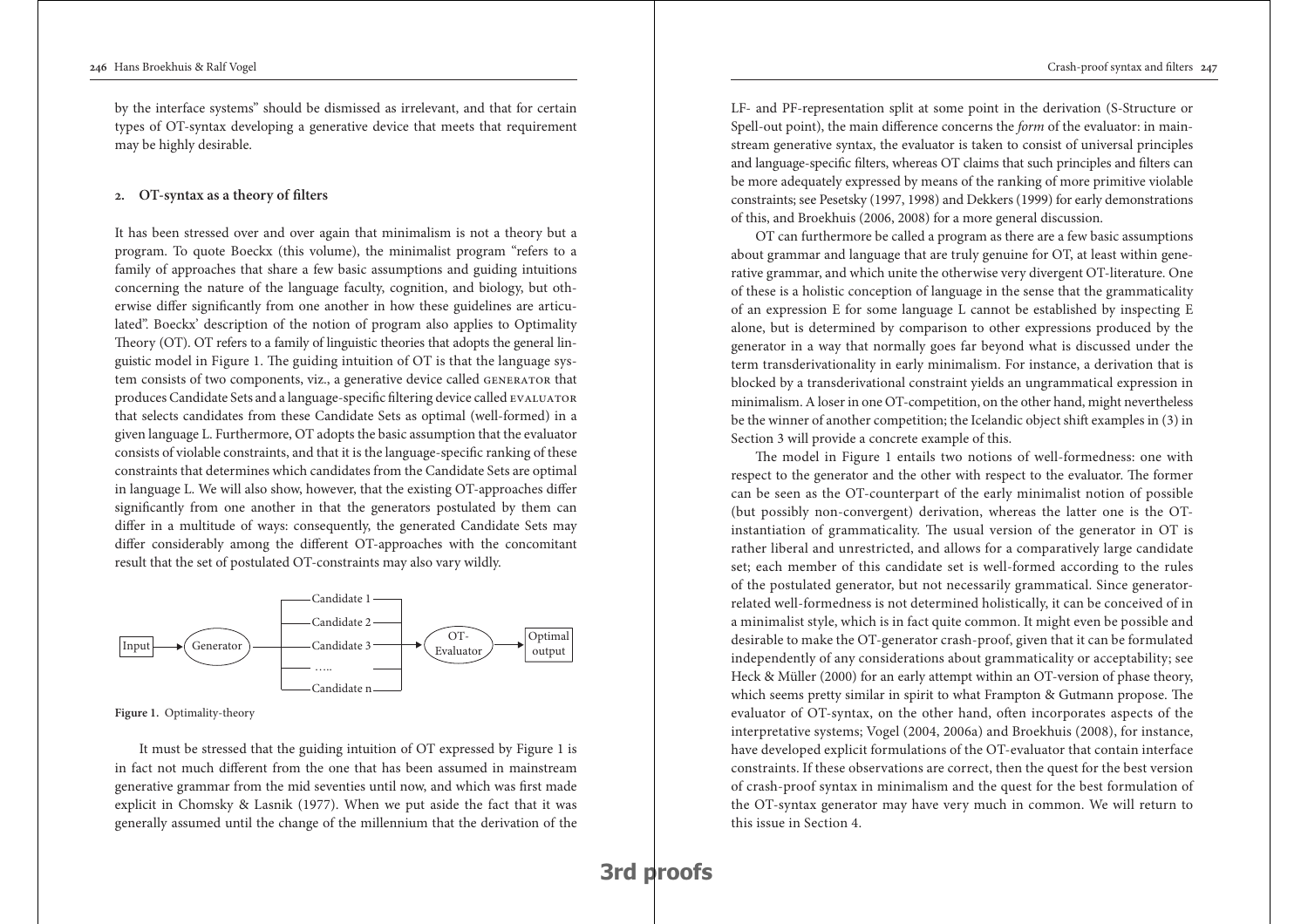by the interface systems" should be dismissed as irrelevant, and that for certain types of OT-syntax developing a generative device that meets that requirement may be highly desirable.

## 2. OT-syntax as a theory of filters

It has been stressed over and over again that minimalism is not a theory but a program. To quote Boeckx (this volume), the minimalist program "refers to a family of approaches that share a few basic assumptions and guiding intuitions concerning the nature of the language faculty, cognition, and biology, but otherwise differ significantly from one another in how these guidelines are articulated". Boeckx' description of the notion of program also applies to Optimality Theory (OT). OT refers to a family of linguistic theories that adopts the general linguistic model in Figure 1. The guiding intuition of OT is that the language system consists of two components, viz., a generative device called GENERATOR that produces Candidate Sets and a language-specific filtering device called EVALUATOR that selects candidates from these Candidate Sets as optimal (well-formed) in a given language L. Furthermore, OT adopts the basic assumption that the evaluator consists of violable constraints, and that it is the language-specific ranking of these constraints that determines which candidates from the Candidate Sets are optimal in language L. We will also show, however, that the existing OT-approaches differ significantly from one another in that the generators postulated by them can differ in a multitude of ways: consequently, the generated Candidate Sets may differ considerably among the different OT-approaches with the concomitant result that the set of postulated OT-constraints may also vary wildly.

Input
Generator
Candidate 1
Candidate 2
Candidate 3
…..
Candidate n
OT-Evaluator
Optimal output

**Figure 1.** Optimality-theory

It must be stressed that the guiding intuition of OT expressed by Figure 1 is in fact not much different from the one that has been assumed in mainstream generative grammar from the mid seventies until now, and which was first made explicit in Chomsky & Lasnik (1977). When we put aside the fact that it was generally assumed until the change of the millennium that the derivation of the LF- and PF-representation split at some point in the derivation (S-Structure or Spell-out point), the main difference concerns the *form* of the evaluator: in mainstream generative syntax, the evaluator is taken to consist of universal principles and language-specific filters, whereas OT claims that such principles and filters can be more adequately expressed by means of the ranking of more primitive violable constraints; see Pesetsky (1997, 1998) and Dekkers (1999) for early demonstrations of this, and Broekhuis (2006, 2008) for a more general discussion.

OT can furthermore be called a program as there are a few basic assumptions about grammar and language that are truly genuine for OT, at least within generative grammar, and which unite the otherwise very divergent OT-literature. One of these is a holistic conception of language in the sense that the grammaticality of an expression E for some language L cannot be established by inspecting E alone, but is determined by comparison to other expressions produced by the generator in a way that normally goes far beyond what is discussed under the term transderivationality in early minimalism. For instance, a derivation that is blocked by a transderivational constraint yields an ungrammatical expression in minimalism. A loser in one OT-competition, on the other hand, might nevertheless be the winner of another competition; the Icelandic object shift examples in (3) in Section 3 will provide a concrete example of this.

The model in Figure 1 entails two notions of well-formedness: one with respect to the generator and the other with respect to the evaluator. The former can be seen as the OT-counterpart of the early minimalist notion of possible (but possibly non-convergent) derivation, whereas the latter one is the OT-instantiation of grammaticality. The usual version of the generator in OT is rather liberal and unrestricted, and allows for a comparatively large candidate set; each member of this candidate set is well-formed according to the rules of the postulated generator, but not necessarily grammatical. Since generator-related well-formedness is not determined holistically, it can be conceived of in a minimalist style, which is in fact quite common. It might even be possible and desirable to make the OT-generator crash-proof, given that it can be formulated independently of any considerations about grammaticality or acceptability; see Heck & Müller (2000) for an early attempt within an OT-version of phase theory, which seems pretty similar in spirit to what Frampton & Gutmann propose. The evaluator of OT-syntax, on the other hand, often incorporates aspects of the interpretative systems; Vogel (2004, 2006a) and Broekhuis (2008), for instance, have developed explicit formulations of the OT-evaluator that contain interface constraints. If these observations are correct, then the quest for the best version of crash-proof syntax in minimalism and the quest for the best formulation of the OT-syntax generator may have very much in common. We will return to this issue in Section 4.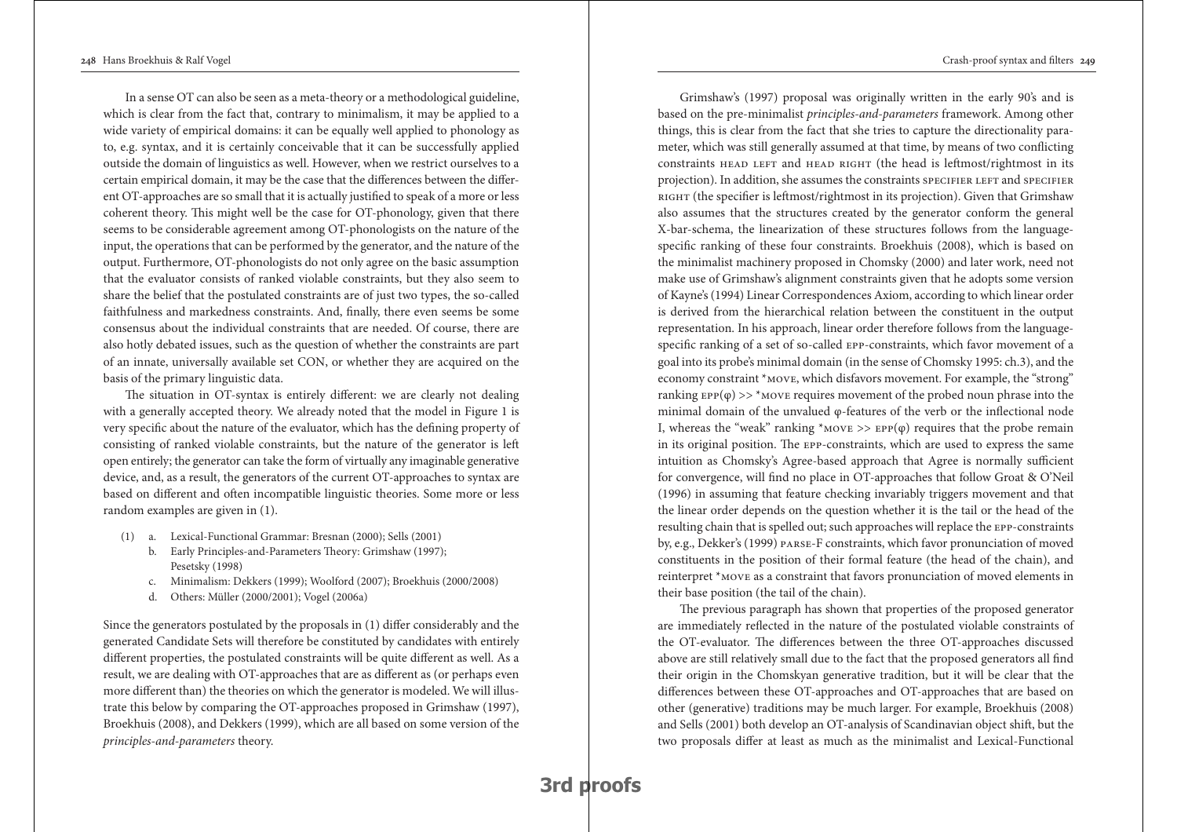In a sense OT can also be seen as a meta-theory or a methodological guideline, which is clear from the fact that, contrary to minimalism, it may be applied to a wide variety of empirical domains: it can be equally well applied to phonology as to, e.g. syntax, and it is certainly conceivable that it can be successfully applied outside the domain of linguistics as well. However, when we restrict ourselves to a certain empirical domain, it may be the case that the differences between the different OT-approaches are so small that it is actually justified to speak of a more or less coherent theory. This might well be the case for OT-phonology, given that there seems to be considerable agreement among OT-phonologists on the nature of the input, the operations that can be performed by the generator, and the nature of the output. Furthermore, OT-phonologists do not only agree on the basic assumption that the evaluator consists of ranked violable constraints, but they also seem to share the belief that the postulated constraints are of just two types, the so-called faithfulness and markedness constraints. And, finally, there even seems be some consensus about the individual constraints that are needed. Of course, there are also hotly debated issues, such as the question of whether the constraints are part of an innate, universally available set CON, or whether they are acquired on the basis of the primary linguistic data.

The situation in OT-syntax is entirely different: we are clearly not dealing with a generally accepted theory. We already noted that the model in Figure 1 is very specific about the nature of the evaluator, which has the defining property of consisting of ranked violable constraints, but the nature of the generator is left open entirely; the generator can take the form of virtually any imaginable generative device, and, as a result, the generators of the current OT-approaches to syntax are based on different and often incompatible linguistic theories. Some more or less random examples are given in (1).

(1) a. Lexical-Functional Grammar: Bresnan (2000); Sells (2001)
  b. Early Principles-and-Parameters Theory: Grimshaw (1997); Pesetsky (1998)
  c. Minimalism: Dekkers (1999); Woolford (2007); Broekhuis (2000/2008)
  d. Others: Müller (2000/2001); Vogel (2006a)

Since the generators postulated by the proposals in (1) differ considerably and the generated Candidate Sets will therefore be constituted by candidates with entirely different properties, the postulated constraints will be quite different as well. As a result, we are dealing with OT-approaches that are as different as (or perhaps even more different than) the theories on which the generator is modeled. We will illustrate this below by comparing the OT-approaches proposed in Grimshaw (1997), Broekhuis (2008), and Dekkers (1999), which are all based on some version of the *principles-and-parameters* theory.

Grimshaw's (1997) proposal was originally written in the early 90's and is based on the pre-minimalist *principles-and-parameters* framework. Among other things, this is clear from the fact that she tries to capture the directionality parameter, which was still generally assumed at that time, by means of two conflicting constraints HEAD LEFT and HEAD RIGHT (the head is leftmost/rightmost in its projection). In addition, she assumes the constraints SPECIFIER LEFT and SPECIFIER RIGHT (the specifier is leftmost/rightmost in its projection). Given that Grimshaw also assumes that the structures created by the generator conform the general X-bar-schema, the linearization of these structures follows from the language-specific ranking of these four constraints. Broekhuis (2008), which is based on the minimalist machinery proposed in Chomsky (2000) and later work, need not make use of Grimshaw's alignment constraints given that he adopts some version of Kayne's (1994) Linear Correspondences Axiom, according to which linear order is derived from the hierarchical relation between the constituent in the output representation. In his approach, linear order therefore follows from the language-specific ranking of a set of so-called EPP-constraints, which favor movement of a goal into its probe's minimal domain (in the sense of Chomsky 1995: ch.3), and the economy constraint *MOVE, which disfavors movement. For example, the "strong" ranking EPP(φ) >> *MOVE requires movement of the probed noun phrase into the minimal domain of the unvalued φ-features of the verb or the inflectional node I, whereas the "weak" ranking *MOVE >> EPP(φ) requires that the probe remain in its original position. The EPP-constraints, which are used to express the same intuition as Chomsky's Agree-based approach that Agree is normally sufficient for convergence, will find no place in OT-approaches that follow Groat & O'Neil (1996) in assuming that feature checking invariably triggers movement and that the linear order depends on the question whether it is the tail or the head of the resulting chain that is spelled out; such approaches will replace the EPP-constraints by, e.g., Dekker's (1999) PARSE-F constraints, which favor pronunciation of moved constituents in the position of their formal feature (the head of the chain), and reinterpret *MOVE as a constraint that favors pronunciation of moved elements in their base position (the tail of the chain).

The previous paragraph has shown that properties of the proposed generator are immediately reflected in the nature of the postulated violable constraints of the OT-evaluator. The differences between the three OT-approaches discussed above are still relatively small due to the fact that the proposed generators all find their origin in the Chomskyan generative tradition, but it will be clear that the differences between these OT-approaches and OT-approaches that are based on other (generative) traditions may be much larger. For example, Broekhuis (2008) and Sells (2001) both develop an OT-analysis of Scandinavian object shift, but the two proposals differ at least as much as the minimalist and Lexical-Functional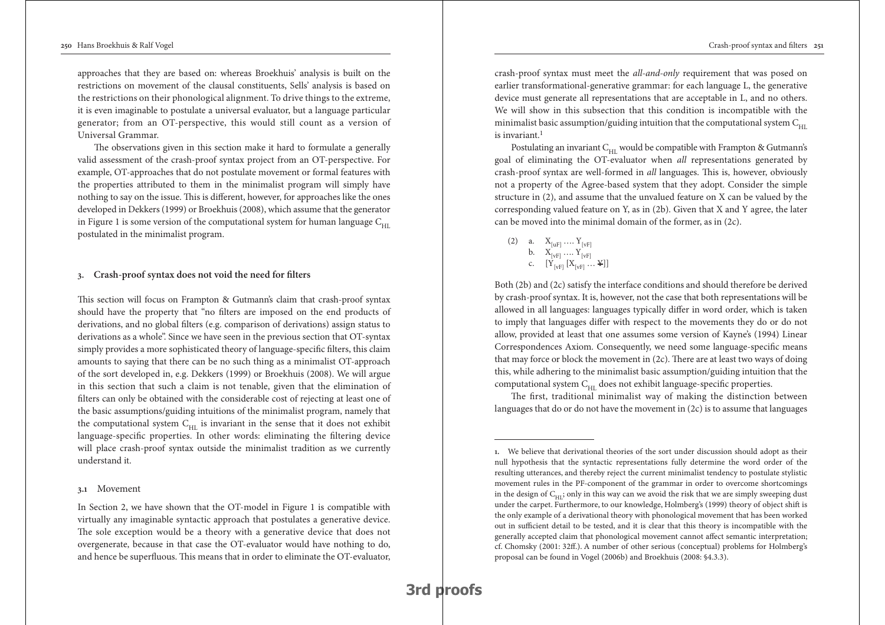approaches that they are based on: whereas Broekhuis' analysis is built on the restrictions on movement of the clausal constituents, Sells' analysis is based on the restrictions on their phonological alignment. To drive things to the extreme, it is even imaginable to postulate a universal evaluator, but a language particular generator; from an OT-perspective, this would still count as a version of Universal Grammar.

The observations given in this section make it hard to formulate a generally valid assessment of the crash-proof syntax project from an OT-perspective. For example, OT-approaches that do not postulate movement or formal features with the properties attributed to them in the minimalist program will simply have nothing to say on the issue. This is different, however, for approaches like the ones developed in Dekkers (1999) or Broekhuis (2008), which assume that the generator in Figure 1 is some version of the computational system for human language $C_{HL}$ postulated in the minimalist program.

## 3. Crash-proof syntax does not void the need for filters

This section will focus on Frampton & Gutmann's claim that crash-proof syntax should have the property that "no filters are imposed on the end products of derivations, and no global filters (e.g. comparison of derivations) assign status to derivations as a whole". Since we have seen in the previous section that OT-syntax simply provides a more sophisticated theory of language-specific filters, this claim amounts to saying that there can be no such thing as a minimalist OT-approach of the sort developed in, e.g. Dekkers (1999) or Broekhuis (2008). We will argue in this section that such a claim is not tenable, given that the elimination of filters can only be obtained with the considerable cost of rejecting at least one of the basic assumptions/guiding intuitions of the minimalist program, namely that the computational system $C_{HL}$ is invariant in the sense that it does not exhibit language-specific properties. In other words: eliminating the filtering device will place crash-proof syntax outside the minimalist tradition as we currently understand it.

### 3.1 Movement

In Section 2, we have shown that the OT-model in Figure 1 is compatible with virtually any imaginable syntactic approach that postulates a generative device. The sole exception would be a theory with a generative device that does not overgenerate, because in that case the OT-evaluator would have nothing to do, and hence be superfluous. This means that in order to eliminate the OT-evaluator, crash-proof syntax must meet the *all-and-only* requirement that was posed on earlier transformational-generative grammar: for each language L, the generative device must generate all representations that are acceptable in L, and no others. We will show in this subsection that this condition is incompatible with the minimalist basic assumption/guiding intuition that the computational system $C_{HL}$ is invariant.[1]

Postulating an invariant $C_{HL}$ would be compatible with Frampton & Gutmann's goal of eliminating the OT-evaluator when *all* representations generated by crash-proof syntax are well-formed in *all* languages. This is, however, obviously not a property of the Agree-based system that they adopt. Consider the simple structure in (2), and assume that the unvalued feature on X can be valued by the corresponding valued feature on Y, as in (2b). Given that X and Y agree, the later can be moved into the minimal domain of the former, as in (2c).

(2) a. $X_{[uF]} \ldots. Y_{[vF]}$
b. $X_{[vF]} \ldots. Y_{[vF]}$
c. $[Y_{[vF]} [X_{[vF]} \ldots \not{Y}]]$

Both (2b) and (2c) satisfy the interface conditions and should therefore be derived by crash-proof syntax. It is, however, not the case that both representations will be allowed in all languages: languages typically differ in word order, which is taken to imply that languages differ with respect to the movements they do or do not allow, provided at least that one assumes some version of Kayne's (1994) Linear Correspondences Axiom. Consequently, we need some language-specific means that may force or block the movement in (2c). There are at least two ways of doing this, while adhering to the minimalist basic assumption/guiding intuition that the computational system $C_{HL}$ does not exhibit language-specific properties.

The first, traditional minimalist way of making the distinction between languages that do or do not have the movement in (2c) is to assume that languages

---

1. We believe that derivational theories of the sort under discussion should adopt as their null hypothesis that the syntactic representations fully determine the word order of the resulting utterances, and thereby reject the current minimalist tendency to postulate stylistic movement rules in the PF-component of the grammar in order to overcome shortcomings in the design of $C_{HL}$; only in this way can we avoid the risk that we are simply sweeping dust under the carpet. Furthermore, to our knowledge, Holmberg's (1999) theory of object shift is the only example of a derivational theory with phonological movement that has been worked out in sufficient detail to be tested, and it is clear that this theory is incompatible with the generally accepted claim that phonological movement cannot affect semantic interpretation; cf. Chomsky (2001: 32ff.). A number of other serious (conceptual) problems for Holmberg's proposal can be found in Vogel (2006b) and Broekhuis (2008: §4.3.3).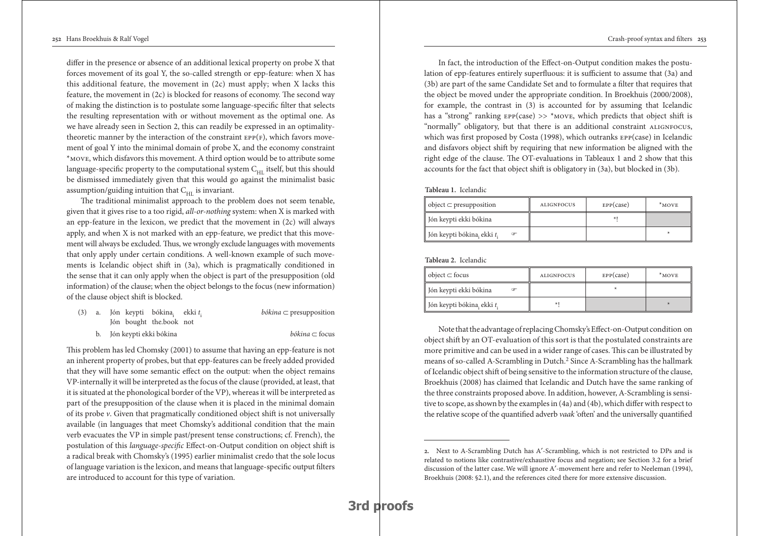differ in the presence or absence of an additional lexical property on probe X that forces movement of its goal Y, the so-called strength or epp-feature: when X has this additional feature, the movement in (2c) must apply; when X lacks this feature, the movement in (2c) is blocked for reasons of economy. The second way of making the distinction is to postulate some language-specific filter that selects the resulting representation with or without movement as the optimal one. As we have already seen in Section 2, this can readily be expressed in an optimality-theoretic manner by the interaction of the constraint EPP(F), which favors movement of goal Y into the minimal domain of probe X, and the economy constraint *MOVE, which disfavors this movement. A third option would be to attribute some language-specific property to the computational system $C_{HL}$ itself, but this should be dismissed immediately given that this would go against the minimalist basic assumption/guiding intuition that $C_{HL}$ is invariant.

The traditional minimalist approach to the problem does not seem tenable, given that it gives rise to a too rigid, *all-or-nothing* system: when X is marked with an epp-feature in the lexicon, we predict that the movement in (2c) will always apply, and when X is not marked with an epp-feature, we predict that this movement will always be excluded. Thus, we wrongly exclude languages with movements that only apply under certain conditions. A well-known example of such movements is Icelandic object shift in (3a), which is pragmatically conditioned in the sense that it can only apply when the object is part of the presupposition (old information) of the clause; when the object belongs to the focus (new information) of the clause object shift is blocked.

(3) a. Jón keypti bókina$_i$ ekki $t_i$ — *bókina* ⊂ presupposition
   Jón bought the.book not

  b. Jón keypti ekki bókina — *bókina* ⊂ focus

This problem has led Chomsky (2001) to assume that having an epp-feature is not an inherent property of probes, but that epp-features can be freely added provided that they will have some semantic effect on the output: when the object remains VP-internally it will be interpreted as the focus of the clause (provided, at least, that it is situated at the phonological border of the VP), whereas it will be interpreted as part of the presupposition of the clause when it is placed in the minimal domain of its probe *v*. Given that pragmatically conditioned object shift is not universally available (in languages that meet Chomsky's additional condition that the main verb evacuates the VP in simple past/present tense constructions; cf. French), the postulation of this *language-specific* Effect-on-Output condition on object shift is a radical break with Chomsky's (1995) earlier minimalist credo that the sole locus of language variation is the lexicon, and means that language-specific output filters are introduced to account for this type of variation.

In fact, the introduction of the Effect-on-Output condition makes the postulation of epp-features entirely superfluous: it is sufficient to assume that (3a) and (3b) are part of the same Candidate Set and to formulate a filter that requires that the object be moved under the appropriate condition. In Broekhuis (2000/2008), for example, the contrast in (3) is accounted for by assuming that Icelandic has a "strong" ranking EPP(case) >> *MOVE, which predicts that object shift is "normally" obligatory, but that there is an additional constraint ALIGNFOCUS, which was first proposed by Costa (1998), which outranks EPP(case) in Icelandic and disfavors object shift by requiring that new information be aligned with the right edge of the clause. The OT-evaluations in Tableaux 1 and 2 show that this accounts for the fact that object shift is obligatory in (3a), but blocked in (3b).

**Tableau 1.** Icelandic

| object ⊂ presupposition | ALIGNFOCUS | EPP(case) | *MOVE |
|---|---|---|---|
| Jón keypti ekki bókina | | *! | |
| ☞ Jón keypti bókina$_i$ ekki $t_i$ | | | * |

**Tableau 2.** Icelandic

| object ⊂ focus | ALIGNFOCUS | EPP(case) | *MOVE |
|---|---|---|---|
| ☞ Jón keypti ekki bókina | | * | |
| Jón keypti bókina$_i$ ekki $t_i$ | *! | | * |

Note that the advantage of replacing Chomsky's Effect-on-Output condition on object shift by an OT-evaluation of this sort is that the postulated constraints are more primitive and can be used in a wider range of cases. This can be illustrated by means of so-called A-Scrambling in Dutch.[2] Since A-Scrambling has the hallmark of Icelandic object shift of being sensitive to the information structure of the clause, Broekhuis (2008) has claimed that Icelandic and Dutch have the same ranking of the three constraints proposed above. In addition, however, A-Scrambling is sensitive to scope, as shown by the examples in (4a) and (4b), which differ with respect to the relative scope of the quantified adverb *vaak* 'often' and the universally quantified

2. Next to A-Scrambling Dutch has A′-Scrambling, which is not restricted to DPs and is related to notions like contrastive/exhaustive focus and negation; see Section 3.2 for a brief discussion of the latter case. We will ignore A′-movement here and refer to Neeleman (1994), Broekhuis (2008: §2.1), and the references cited there for more extensive discussion.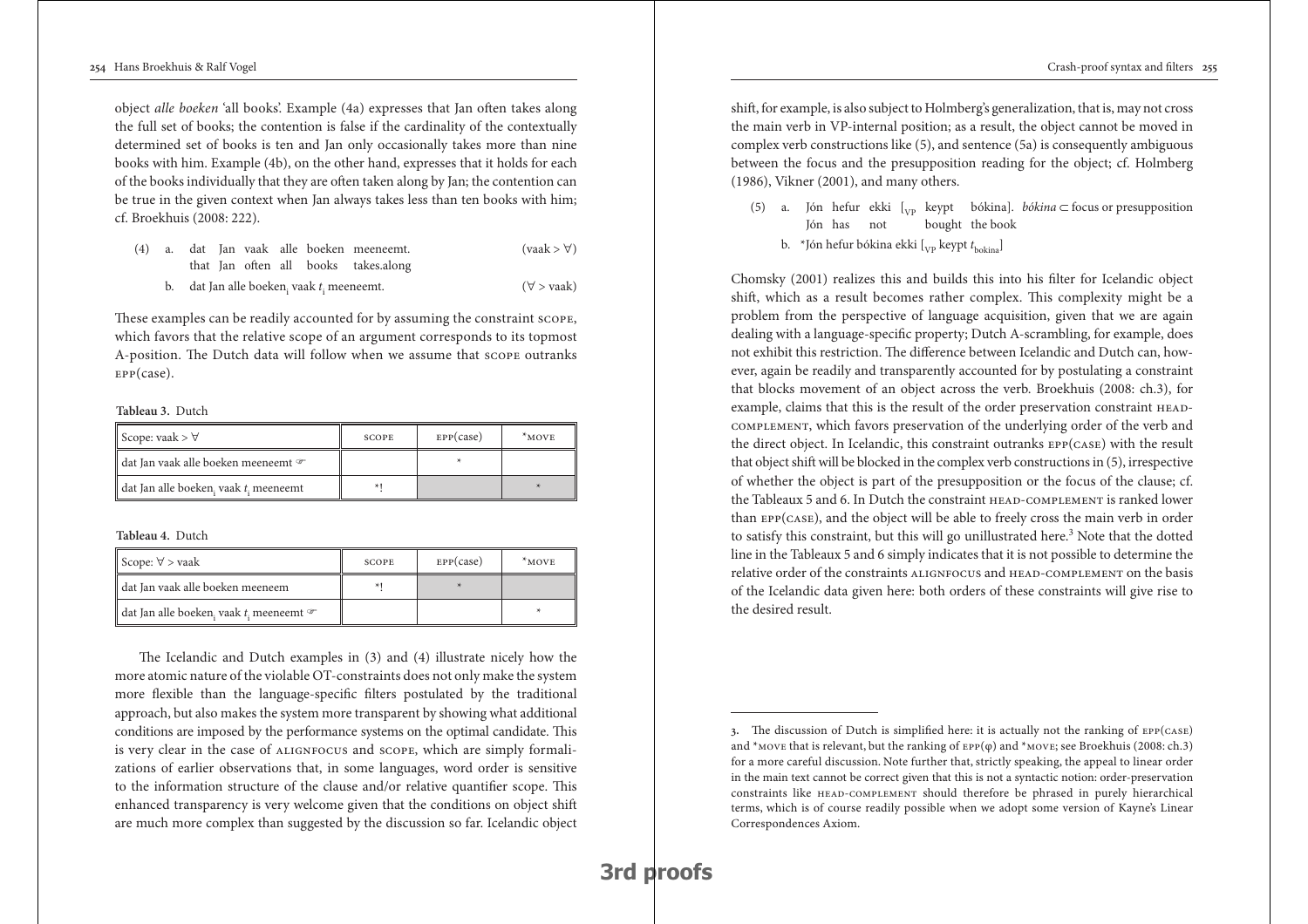object *alle boeken* 'all books'. Example (4a) expresses that Jan often takes along the full set of books; the contention is false if the cardinality of the contextually determined set of books is ten and Jan only occasionally takes more than nine books with him. Example (4b), on the other hand, expresses that it holds for each of the books individually that they are often taken along by Jan; the contention can be true in the given context when Jan always takes less than ten books with him; cf. Broekhuis (2008: 222).

(4) a. dat Jan vaak alle boeken meeneemt. (vaak > ∀)
that Jan often all books takes.along

b. dat Jan alle boeken$_i$ vaak $t_i$ meeneemt. (∀ > vaak)

These examples can be readily accounted for by assuming the constraint SCOPE, which favors that the relative scope of an argument corresponds to its topmost A-position. The Dutch data will follow when we assume that SCOPE outranks EPP(case).

**Tableau 3.** Dutch

| Scope: vaak > ∀ | SCOPE | EPP(case) | *MOVE |
|---|---|---|---|
| dat Jan vaak alle boeken meeneemt ☞ | | * | |
| dat Jan alle boeken$_i$ vaak $t_i$ meeneemt | *! | | * |

**Tableau 4.** Dutch

| Scope: ∀ > vaak | SCOPE | EPP(case) | *MOVE |
|---|---|---|---|
| dat Jan vaak alle boeken meeneem | *! | * | |
| dat Jan alle boeken$_i$ vaak $t_i$ meeneemt ☞ | | | * |

The Icelandic and Dutch examples in (3) and (4) illustrate nicely how the more atomic nature of the violable OT-constraints does not only make the system more flexible than the language-specific filters postulated by the traditional approach, but also makes the system more transparent by showing what additional conditions are imposed by the performance systems on the optimal candidate. This is very clear in the case of ALIGNFOCUS and SCOPE, which are simply formalizations of earlier observations that, in some languages, word order is sensitive to the information structure of the clause and/or relative quantifier scope. This enhanced transparency is very welcome given that the conditions on object shift are much more complex than suggested by the discussion so far. Icelandic object shift, for example, is also subject to Holmberg's generalization, that is, may not cross the main verb in VP-internal position; as a result, the object cannot be moved in complex verb constructions like (5), and sentence (5a) is consequently ambiguous between the focus and the presupposition reading for the object; cf. Holmberg (1986), Vikner (2001), and many others.

(5) a. Jón hefur ekki [$_{VP}$ keypt bókina]. *bókina* ⊂ focus or presupposition
Jón has not bought the book

b. *Jón hefur bókina ekki [$_{VP}$ keypt $t_{bokina}$]

Chomsky (2001) realizes this and builds this into his filter for Icelandic object shift, which as a result becomes rather complex. This complexity might be a problem from the perspective of language acquisition, given that we are again dealing with a language-specific property; Dutch A-scrambling, for example, does not exhibit this restriction. The difference between Icelandic and Dutch can, however, again be readily and transparently accounted for by postulating a constraint that blocks movement of an object across the verb. Broekhuis (2008: ch.3), for example, claims that this is the result of the order preservation constraint HEAD-COMPLEMENT, which favors preservation of the underlying order of the verb and the direct object. In Icelandic, this constraint outranks EPP(CASE) with the result that object shift will be blocked in the complex verb constructions in (5), irrespective of whether the object is part of the presupposition or the focus of the clause; cf. the Tableaux 5 and 6. In Dutch the constraint HEAD-COMPLEMENT is ranked lower than EPP(CASE), and the object will be able to freely cross the main verb in order to satisfy this constraint, but this will go unillustrated here.[3] Note that the dotted line in the Tableaux 5 and 6 simply indicates that it is not possible to determine the relative order of the constraints ALIGNFOCUS and HEAD-COMPLEMENT on the basis of the Icelandic data given here: both orders of these constraints will give rise to the desired result.

---

3. The discussion of Dutch is simplified here: it is actually not the ranking of EPP(CASE) and *MOVE that is relevant, but the ranking of EPP(φ) and *MOVE; see Broekhuis (2008: ch.3) for a more careful discussion. Note further that, strictly speaking, the appeal to linear order in the main text cannot be correct given that this is not a syntactic notion: order-preservation constraints like HEAD-COMPLEMENT should therefore be phrased in purely hierarchical terms, which is of course readily possible when we adopt some version of Kayne's Linear Correspondences Axiom.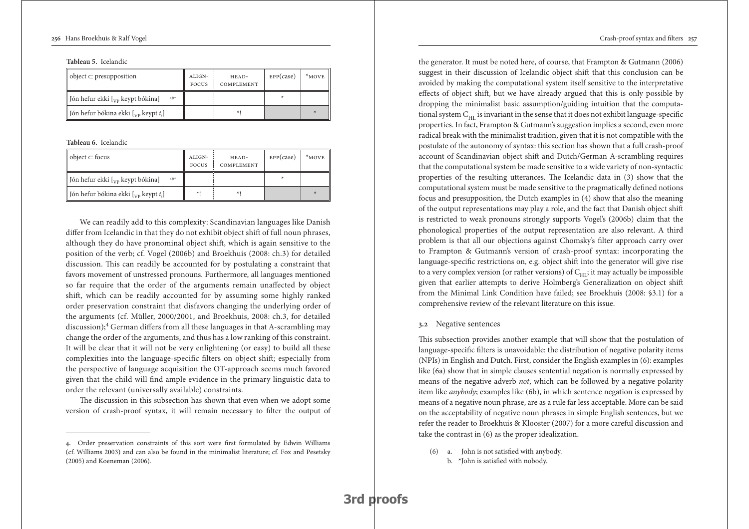**Tableau 5.** Icelandic

| object ⊂ presupposition | ALIGN-FOCUS | HEAD-COMPLEMENT | EPP(case) | *MOVE |
|---|---|---|---|---|
| Jón hefur ekki [$_{VP}$ keypt bókina] ☞ | | | * | |
| Jón hefur bókina ekki [$_{VP}$ keypt $t_i$] | | *! | | * |

**Tableau 6.** Icelandic

| object ⊂ focus | ALIGN-FOCUS | HEAD-COMPLEMENT | EPP(case) | *MOVE |
|---|---|---|---|---|
| Jón hefur ekki [$_{VP}$ keypt bókina] ☞ | | | * | |
| Jón hefur bókina ekki [$_{VP}$ keypt $t_i$] | *! | *! | | * |

We can readily add to this complexity: Scandinavian languages like Danish differ from Icelandic in that they do not exhibit object shift of full noun phrases, although they do have pronominal object shift, which is again sensitive to the position of the verb; cf. Vogel (2006b) and Broekhuis (2008: ch.3) for detailed discussion. This can readily be accounted for by postulating a constraint that favors movement of unstressed pronouns. Furthermore, all languages mentioned so far require that the order of the arguments remain unaffected by object shift, which can be readily accounted for by assuming some highly ranked order preservation constraint that disfavors changing the underlying order of the arguments (cf. Müller, 2000/2001, and Broekhuis, 2008: ch.3, for detailed discussion);[4] German differs from all these languages in that A-scrambling may change the order of the arguments, and thus has a low ranking of this constraint. It will be clear that it will not be very enlightening (or easy) to build all these complexities into the language-specific filters on object shift; especially from the perspective of language acquisition the OT-approach seems much favored given that the child will find ample evidence in the primary linguistic data to order the relevant (universally available) constraints.

The discussion in this subsection has shown that even when we adopt some version of crash-proof syntax, it will remain necessary to filter the output of the generator. It must be noted here, of course, that Frampton & Gutmann (2006) suggest in their discussion of Icelandic object shift that this conclusion can be avoided by making the computational system itself sensitive to the interpretative effects of object shift, but we have already argued that this is only possible by dropping the minimalist basic assumption/guiding intuition that the computational system $C_{HL}$ is invariant in the sense that it does not exhibit language-specific properties. In fact, Frampton & Gutmann's suggestion implies a second, even more radical break with the minimalist tradition, given that it is not compatible with the postulate of the autonomy of syntax: this section has shown that a full crash-proof account of Scandinavian object shift and Dutch/German A-scrambling requires that the computational system be made sensitive to a wide variety of non-syntactic properties of the resulting utterances. The Icelandic data in (3) show that the computational system must be made sensitive to the pragmatically defined notions focus and presupposition, the Dutch examples in (4) show that also the meaning of the output representations may play a role, and the fact that Danish object shift is restricted to weak pronouns strongly supports Vogel's (2006b) claim that the phonological properties of the output representation are also relevant. A third problem is that all our objections against Chomsky's filter approach carry over to Frampton & Gutmann's version of crash-proof syntax: incorporating the language-specific restrictions on, e.g. object shift into the generator will give rise to a very complex version (or rather versions) of $C_{HL}$; it may actually be impossible given that earlier attempts to derive Holmberg's Generalization on object shift from the Minimal Link Condition have failed; see Broekhuis (2008: §3.1) for a comprehensive review of the relevant literature on this issue.

### 3.2 Negative sentences

This subsection provides another example that will show that the postulation of language-specific filters is unavoidable: the distribution of negative polarity items (NPIs) in English and Dutch. First, consider the English examples in (6): examples like (6a) show that in simple clauses sentential negation is normally expressed by means of the negative adverb *not*, which can be followed by a negative polarity item like *anybody*; examples like (6b), in which sentence negation is expressed by means of a negative noun phrase, are as a rule far less acceptable. More can be said on the acceptability of negative noun phrases in simple English sentences, but we refer the reader to Broekhuis & Klooster (2007) for a more careful discussion and take the contrast in (6) as the proper idealization.

(6) a. John is not satisfied with anybody.
    b. *John is satisfied with nobody.

4. Order preservation constraints of this sort were first formulated by Edwin Williams (cf. Williams 2003) and can also be found in the minimalist literature; cf. Fox and Pesetsky (2005) and Koeneman (2006).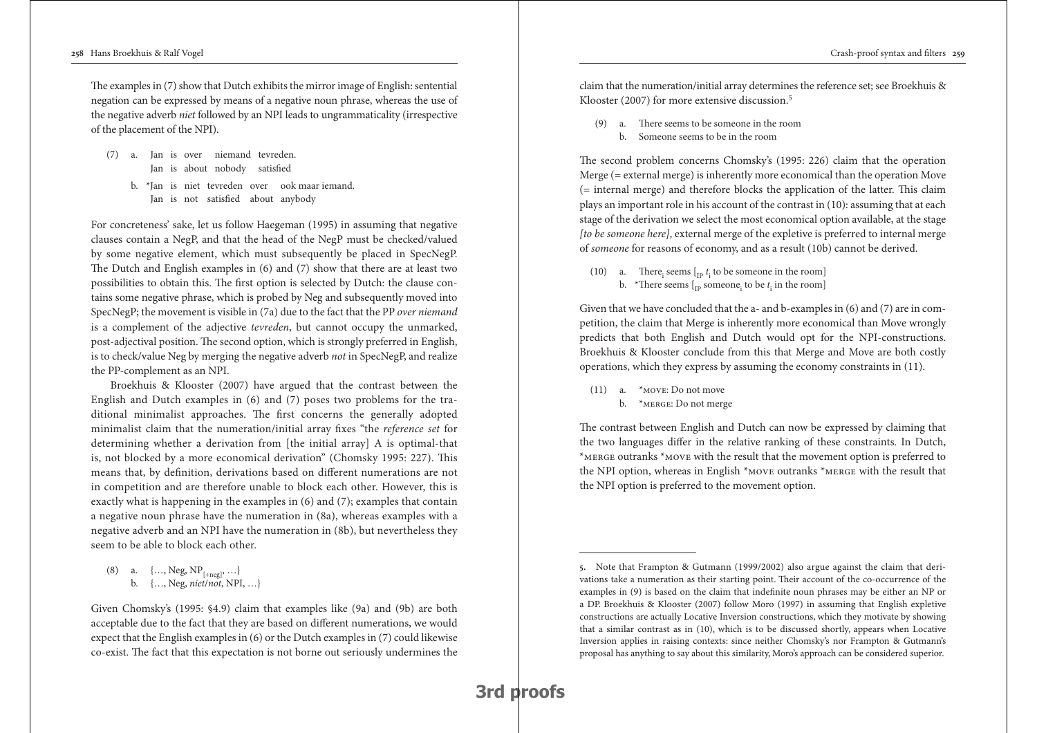The examples in (7) show that Dutch exhibits the mirror image of English: sentential negation can be expressed by means of a negative noun phrase, whereas the use of the negative adverb *niet* followed by an NPI leads to ungrammaticality (irrespective of the placement of the NPI).

(7) a. Jan is over niemand tevreden.
   Jan is about nobody satisfied

b. *Jan is niet tevreden over ook maar iemand.
   Jan is not satisfied about anybody

For concreteness' sake, let us follow Haegeman (1995) in assuming that negative clauses contain a NegP, and that the head of the NegP must be checked/valued by some negative element, which must subsequently be placed in SpecNegP. The Dutch and English examples in (6) and (7) show that there are at least two possibilities to obtain this. The first option is selected by Dutch: the clause contains some negative phrase, which is probed by Neg and subsequently moved into SpecNegP; the movement is visible in (7a) due to the fact that the PP *over niemand* is a complement of the adjective *tevreden*, but cannot occupy the unmarked, post-adjectival position. The second option, which is strongly preferred in English, is to check/value Neg by merging the negative adverb *not* in SpecNegP, and realize the PP-complement as an NPI.

Broekhuis & Klooster (2007) have argued that the contrast between the English and Dutch examples in (6) and (7) poses two problems for the traditional minimalist approaches. The first concerns the generally adopted minimalist claim that the numeration/initial array fixes "the *reference set* for determining whether a derivation from [the initial array] A is optimal-that is, not blocked by a more economical derivation" (Chomsky 1995: 227). This means that, by definition, derivations based on different numerations are not in competition and are therefore unable to block each other. However, this is exactly what is happening in the examples in (6) and (7); examples that contain a negative noun phrase have the numeration in (8a), whereas examples with a negative adverb and an NPI have the numeration in (8b), but nevertheless they seem to be able to block each other.

(8) a. {…, Neg, $NP_{[+neg]}$, …}

b. {…, Neg, *niet*/*not*, NPI, …}

Given Chomsky's (1995: §4.9) claim that examples like (9a) and (9b) are both acceptable due to the fact that they are based on different numerations, we would expect that the English examples in (6) or the Dutch examples in (7) could likewise co-exist. The fact that this expectation is not borne out seriously undermines the claim that the numeration/initial array determines the reference set; see Broekhuis & Klooster (2007) for more extensive discussion.[5]

(9) a. There seems to be someone in the room

b. Someone seems to be in the room

The second problem concerns Chomsky's (1995: 226) claim that the operation Merge (= external merge) is inherently more economical than the operation Move (= internal merge) and therefore blocks the application of the latter. This claim plays an important role in his account of the contrast in (10): assuming that at each stage of the derivation we select the most economical option available, at the stage *[to be someone here]*, external merge of the expletive is preferred to internal merge of *someone* for reasons of economy, and as a result (10b) cannot be derived.

(10) a. There$_i$ seems [$_{IP}$ $t_i$ to be someone in the room]

b. *There seems [$_{IP}$ someone$_i$ to be $t_i$ in the room]

Given that we have concluded that the a- and b-examples in (6) and (7) are in competition, the claim that Merge is inherently more economical than Move wrongly predicts that both English and Dutch would opt for the NPI-constructions. Broekhuis & Klooster conclude from this that Merge and Move are both costly operations, which they express by assuming the economy constraints in (11).

(11) a. *MOVE: Do not move

b. *MERGE: Do not merge

The contrast between English and Dutch can now be expressed by claiming that the two languages differ in the relative ranking of these constraints. In Dutch, *MERGE outranks *MOVE with the result that the movement option is preferred to the NPI option, whereas in English *MOVE outranks *MERGE with the result that the NPI option is preferred to the movement option.

5. Note that Frampton & Gutmann (1999/2002) also argue against the claim that derivations take a numeration as their starting point. Their account of the co-occurrence of the examples in (9) is based on the claim that indefinite noun phrases may be either an NP or a DP. Broekhuis & Klooster (2007) follow Moro (1997) in assuming that English expletive constructions are actually Locative Inversion constructions, which they motivate by showing that a similar contrast as in (10), which is to be discussed shortly, appears when Locative Inversion applies in raising contexts: since neither Chomsky's nor Frampton & Gutmann's proposal has anything to say about this similarity, Moro's approach can be considered superior.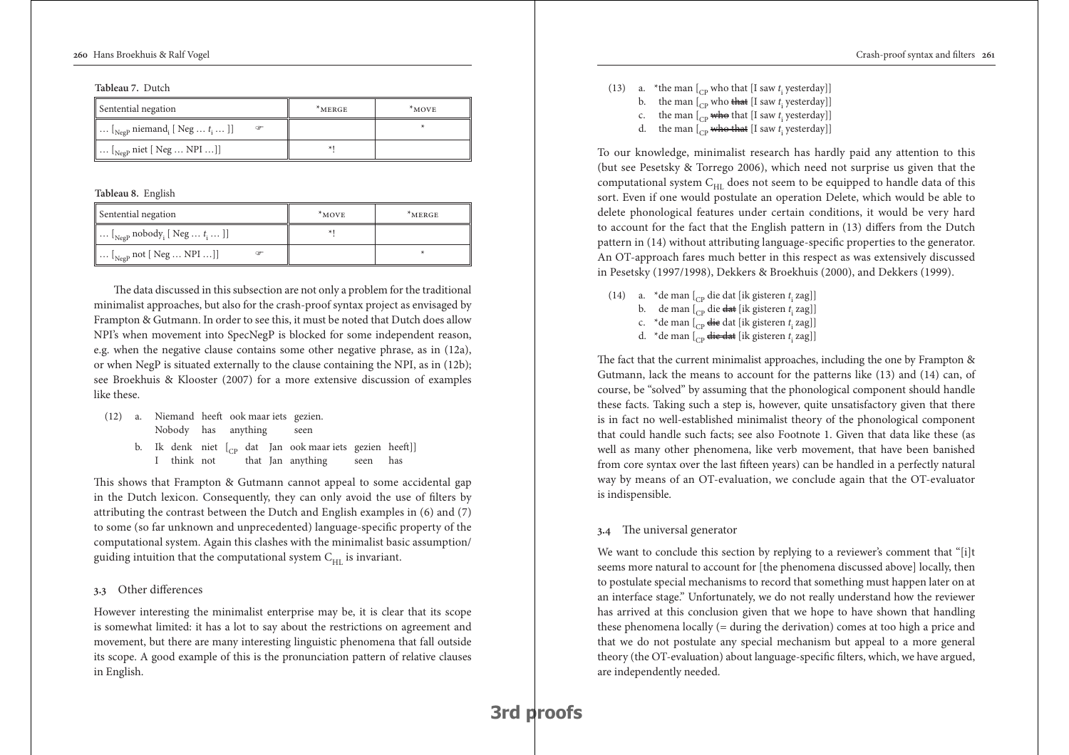**Tableau 7.** Dutch

| Sentential negation | *MERGE | *MOVE |
|---|---|---|
| … [$_{NegP}$ niemand$_i$ [ Neg … $t_i$ … ]] ☞ | | * |
| … [$_{NegP}$ niet [ Neg … NPI …]] | *! | |

**Tableau 8.** English

| Sentential negation | *MOVE | *MERGE |
|---|---|---|
| … [$_{NegP}$ nobody$_i$ [ Neg … $t_i$ … ]] | *! | |
| … [$_{NegP}$ not [ Neg … NPI …]] ☞ | | * |

The data discussed in this subsection are not only a problem for the traditional minimalist approaches, but also for the crash-proof syntax project as envisaged by Frampton & Gutmann. In order to see this, it must be noted that Dutch does allow NPI's when movement into SpecNegP is blocked for some independent reason, e.g. when the negative clause contains some other negative phrase, as in (12a), or when NegP is situated externally to the clause containing the NPI, as in (12b); see Broekhuis & Klooster (2007) for a more extensive discussion of examples like these.

(12) a. Niemand heeft ook maar iets gezien.
   Nobody has anything seen

 b. Ik denk niet [$_{CP}$ dat Jan ook maar iets gezien heeft]]
   I think not that Jan anything seen has

This shows that Frampton & Gutmann cannot appeal to some accidental gap in the Dutch lexicon. Consequently, they can only avoid the use of filters by attributing the contrast between the Dutch and English examples in (6) and (7) to some (so far unknown and unprecedented) language-specific property of the computational system. Again this clashes with the minimalist basic assumption/guiding intuition that the computational system $C_{HL}$ is invariant.

### 3.3 Other differences

However interesting the minimalist enterprise may be, it is clear that its scope is somewhat limited: it has a lot to say about the restrictions on agreement and movement, but there are many interesting linguistic phenomena that fall outside its scope. A good example of this is the pronunciation pattern of relative clauses in English.

(13) a. *the man [$_{CP}$ who that [I saw $t_i$ yesterday]]
 b. the man [$_{CP}$ who ~~that~~ [I saw $t_i$ yesterday]]
 c. the man [$_{CP}$ ~~who~~ that [I saw $t_i$ yesterday]]
 d. the man [$_{CP}$ ~~who that~~ [I saw $t_i$ yesterday]]

To our knowledge, minimalist research has hardly paid any attention to this (but see Pesetsky & Torrego 2006), which need not surprise us given that the computational system $C_{HL}$ does not seem to be equipped to handle data of this sort. Even if one would postulate an operation Delete, which would be able to delete phonological features under certain conditions, it would be very hard to account for the fact that the English pattern in (13) differs from the Dutch pattern in (14) without attributing language-specific properties to the generator. An OT-approach fares much better in this respect as was extensively discussed in Pesetsky (1997/1998), Dekkers & Broekhuis (2000), and Dekkers (1999).

(14) a. *de man [$_{CP}$ die dat [ik gisteren $t_i$ zag]]
 b. de man [$_{CP}$ die ~~dat~~ [ik gisteren $t_i$ zag]]
 c. *de man [$_{CP}$ ~~die~~ dat [ik gisteren $t_i$ zag]]
 d. *de man [$_{CP}$ ~~die dat~~ [ik gisteren $t_i$ zag]]

The fact that the current minimalist approaches, including the one by Frampton & Gutmann, lack the means to account for the patterns like (13) and (14) can, of course, be "solved" by assuming that the phonological component should handle these facts. Taking such a step is, however, quite unsatisfactory given that there is in fact no well-established minimalist theory of the phonological component that could handle such facts; see also Footnote 1. Given that data like these (as well as many other phenomena, like verb movement, that have been banished from core syntax over the last fifteen years) can be handled in a perfectly natural way by means of an OT-evaluation, we conclude again that the OT-evaluator is indispensible.

### 3.4 The universal generator

We want to conclude this section by replying to a reviewer's comment that "[i]t seems more natural to account for [the phenomena discussed above] locally, then to postulate special mechanisms to record that something must happen later on at an interface stage." Unfortunately, we do not really understand how the reviewer has arrived at this conclusion given that we hope to have shown that handling these phenomena locally (= during the derivation) comes at too high a price and that we do not postulate any special mechanism but appeal to a more general theory (the OT-evaluation) about language-specific filters, which, we have argued, are independently needed.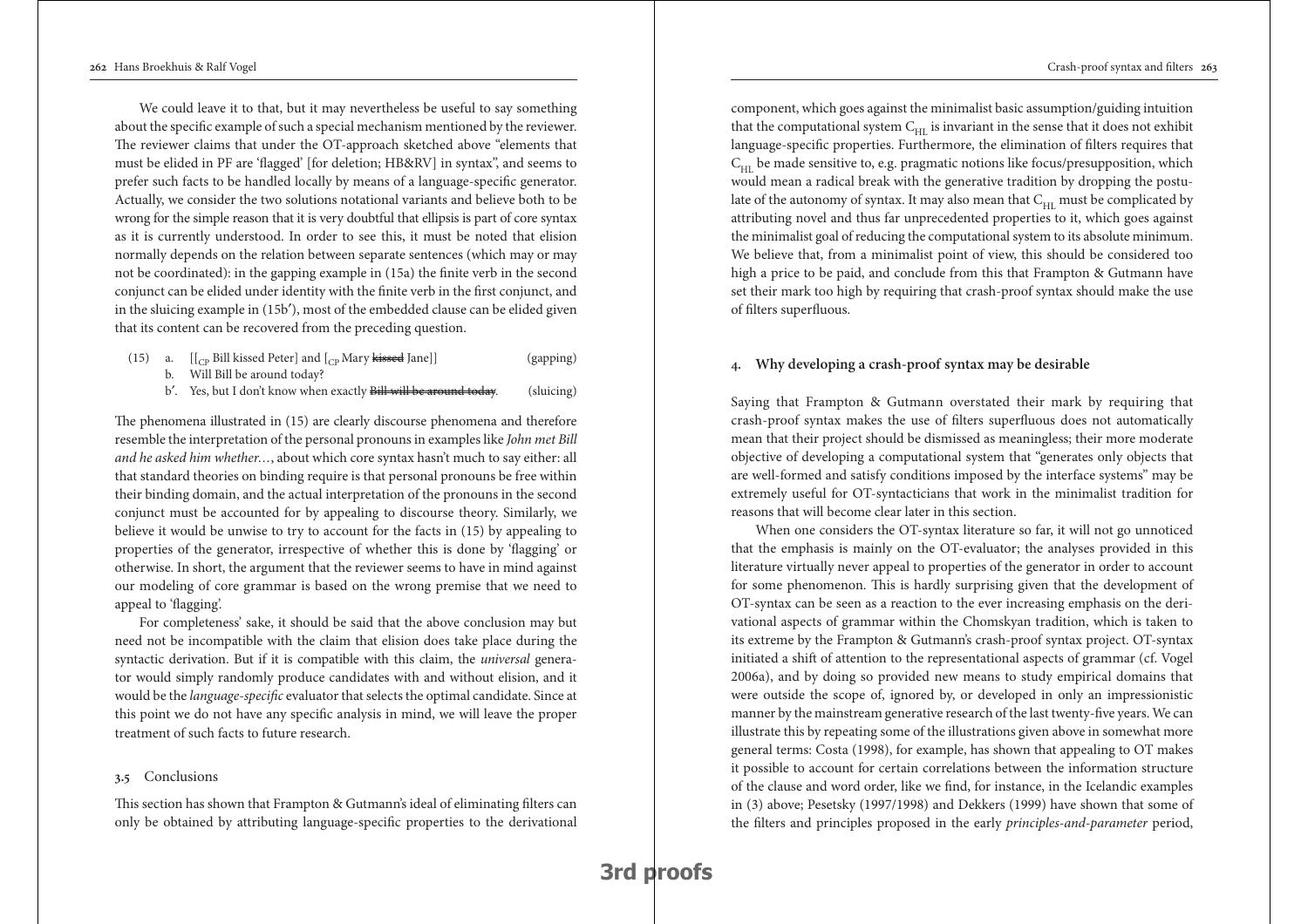We could leave it to that, but it may nevertheless be useful to say something about the specific example of such a special mechanism mentioned by the reviewer. The reviewer claims that under the OT-approach sketched above "elements that must be elided in PF are 'flagged' [for deletion; HB&RV] in syntax", and seems to prefer such facts to be handled locally by means of a language-specific generator. Actually, we consider the two solutions notational variants and believe both to be wrong for the simple reason that it is very doubtful that ellipsis is part of core syntax as it is currently understood. In order to see this, it must be noted that elision normally depends on the relation between separate sentences (which may or may not be coordinated): in the gapping example in (15a) the finite verb in the second conjunct can be elided under identity with the finite verb in the first conjunct, and in the sluicing example in (15b′), most of the embedded clause can be elided given that its content can be recovered from the preceding question.

(15) a. [[$_{CP}$ Bill kissed Peter] and [$_{CP}$ Mary ~~kissed~~ Jane]] (gapping)
 b. Will Bill be around today?
 b′. Yes, but I don't know when exactly ~~Bill will be around today~~. (sluicing)

The phenomena illustrated in (15) are clearly discourse phenomena and therefore resemble the interpretation of the personal pronouns in examples like *John met Bill and he asked him whether…*, about which core syntax hasn't much to say either: all that standard theories on binding require is that personal pronouns be free within their binding domain, and the actual interpretation of the pronouns in the second conjunct must be accounted for by appealing to discourse theory. Similarly, we believe it would be unwise to try to account for the facts in (15) by appealing to properties of the generator, irrespective of whether this is done by 'flagging' or otherwise. In short, the argument that the reviewer seems to have in mind against our modeling of core grammar is based on the wrong premise that we need to appeal to 'flagging'.

For completeness' sake, it should be said that the above conclusion may but need not be incompatible with the claim that elision does take place during the syntactic derivation. But if it is compatible with this claim, the *universal* generator would simply randomly produce candidates with and without elision, and it would be the *language-specific* evaluator that selects the optimal candidate. Since at this point we do not have any specific analysis in mind, we will leave the proper treatment of such facts to future research.

### 3.5 Conclusions

This section has shown that Frampton & Gutmann's ideal of eliminating filters can only be obtained by attributing language-specific properties to the derivational component, which goes against the minimalist basic assumption/guiding intuition that the computational system $C_{HL}$ is invariant in the sense that it does not exhibit language-specific properties. Furthermore, the elimination of filters requires that $C_{HL}$ be made sensitive to, e.g. pragmatic notions like focus/presupposition, which would mean a radical break with the generative tradition by dropping the postulate of the autonomy of syntax. It may also mean that $C_{HL}$ must be complicated by attributing novel and thus far unprecedented properties to it, which goes against the minimalist goal of reducing the computational system to its absolute minimum. We believe that, from a minimalist point of view, this should be considered too high a price to be paid, and conclude from this that Frampton & Gutmann have set their mark too high by requiring that crash-proof syntax should make the use of filters superfluous.

## 4. Why developing a crash-proof syntax may be desirable

Saying that Frampton & Gutmann overstated their mark by requiring that crash-proof syntax makes the use of filters superfluous does not automatically mean that their project should be dismissed as meaningless; their more moderate objective of developing a computational system that "generates only objects that are well-formed and satisfy conditions imposed by the interface systems" may be extremely useful for OT-syntacticians that work in the minimalist tradition for reasons that will become clear later in this section.

When one considers the OT-syntax literature so far, it will not go unnoticed that the emphasis is mainly on the OT-evaluator; the analyses provided in this literature virtually never appeal to properties of the generator in order to account for some phenomenon. This is hardly surprising given that the development of OT-syntax can be seen as a reaction to the ever increasing emphasis on the derivational aspects of grammar within the Chomskyan tradition, which is taken to its extreme by the Frampton & Gutmann's crash-proof syntax project. OT-syntax initiated a shift of attention to the representational aspects of grammar (cf. Vogel 2006a), and by doing so provided new means to study empirical domains that were outside the scope of, ignored by, or developed in only an impressionistic manner by the mainstream generative research of the last twenty-five years. We can illustrate this by repeating some of the illustrations given above in somewhat more general terms: Costa (1998), for example, has shown that appealing to OT makes it possible to account for certain correlations between the information structure of the clause and word order, like we find, for instance, in the Icelandic examples in (3) above; Pesetsky (1997/1998) and Dekkers (1999) have shown that some of the filters and principles proposed in the early *principles-and-parameter* period,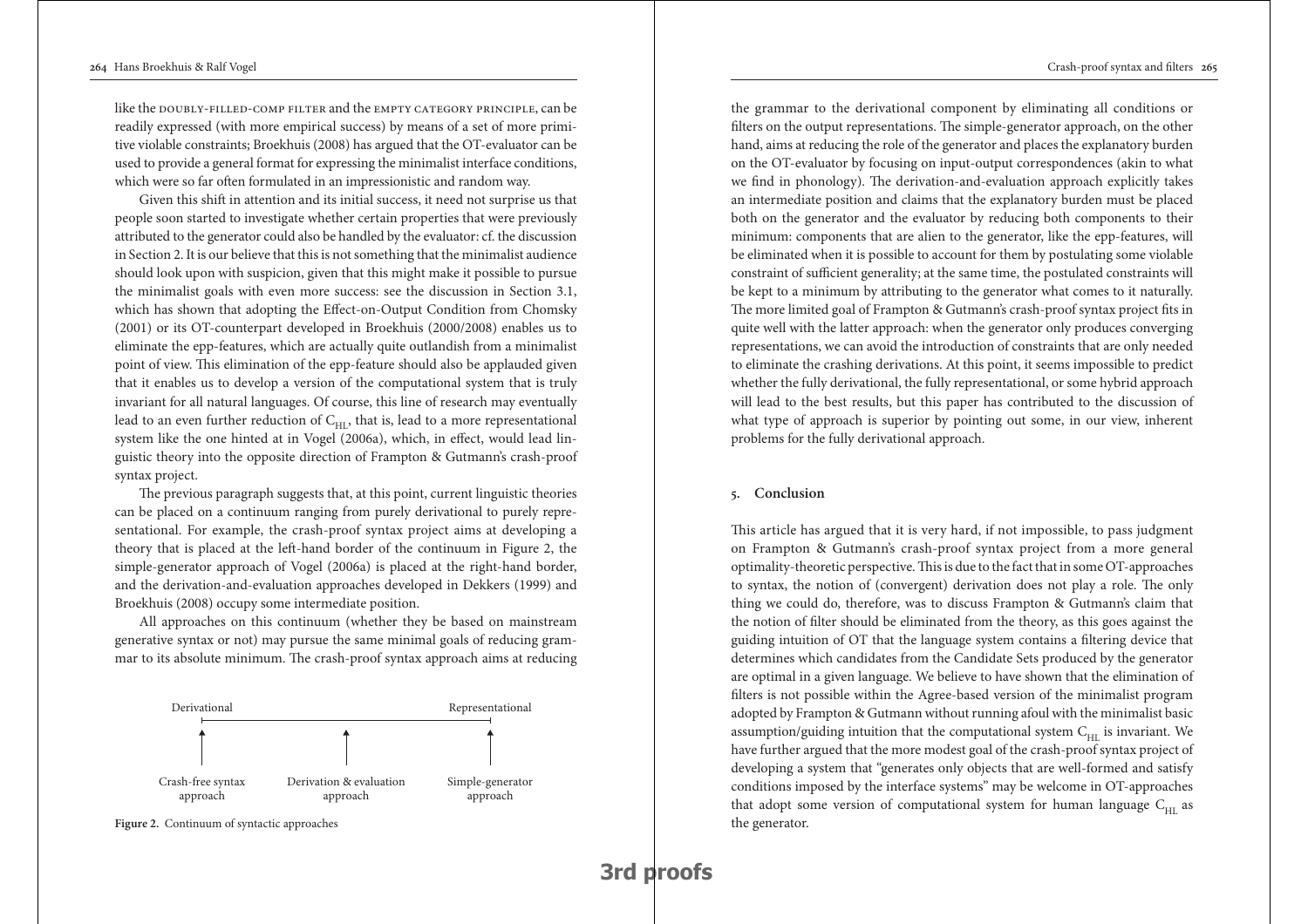like the DOUBLY-FILLED-COMP FILTER and the EMPTY CATEGORY PRINCIPLE, can be readily expressed (with more empirical success) by means of a set of more primitive violable constraints; Broekhuis (2008) has argued that the OT-evaluator can be used to provide a general format for expressing the minimalist interface conditions, which were so far often formulated in an impressionistic and random way.

Given this shift in attention and its initial success, it need not surprise us that people soon started to investigate whether certain properties that were previously attributed to the generator could also be handled by the evaluator: cf. the discussion in Section 2. It is our believe that this is not something that the minimalist audience should look upon with suspicion, given that this might make it possible to pursue the minimalist goals with even more success: see the discussion in Section 3.1, which has shown that adopting the Effect-on-Output Condition from Chomsky (2001) or its OT-counterpart developed in Broekhuis (2000/2008) enables us to eliminate the epp-features, which are actually quite outlandish from a minimalist point of view. This elimination of the epp-feature should also be applauded given that it enables us to develop a version of the computational system that is truly invariant for all natural languages. Of course, this line of research may eventually lead to an even further reduction of $C_{HL}$, that is, lead to a more representational system like the one hinted at in Vogel (2006a), which, in effect, would lead linguistic theory into the opposite direction of Frampton & Gutmann's crash-proof syntax project.

The previous paragraph suggests that, at this point, current linguistic theories can be placed on a continuum ranging from purely derivational to purely representational. For example, the crash-proof syntax project aims at developing a theory that is placed at the left-hand border of the continuum in Figure 2, the simple-generator approach of Vogel (2006a) is placed at the right-hand border, and the derivation-and-evaluation approaches developed in Dekkers (1999) and Broekhuis (2008) occupy some intermediate position.

All approaches on this continuum (whether they be based on mainstream generative syntax or not) may pursue the same minimal goals of reducing grammar to its absolute minimum. The crash-proof syntax approach aims at reducing

| Derivational | | Representational |
|---|---|---|
| Crash-free syntax approach | Derivation & evaluation approach | Simple-generator approach |

**Figure 2.** Continuum of syntactic approaches

the grammar to the derivational component by eliminating all conditions or filters on the output representations. The simple-generator approach, on the other hand, aims at reducing the role of the generator and places the explanatory burden on the OT-evaluator by focusing on input-output correspondences (akin to what we find in phonology). The derivation-and-evaluation approach explicitly takes an intermediate position and claims that the explanatory burden must be placed both on the generator and the evaluator by reducing both components to their minimum: components that are alien to the generator, like the epp-features, will be eliminated when it is possible to account for them by postulating some violable constraint of sufficient generality; at the same time, the postulated constraints will be kept to a minimum by attributing to the generator what comes to it naturally. The more limited goal of Frampton & Gutmann's crash-proof syntax project fits in quite well with the latter approach: when the generator only produces converging representations, we can avoid the introduction of constraints that are only needed to eliminate the crashing derivations. At this point, it seems impossible to predict whether the fully derivational, the fully representational, or some hybrid approach will lead to the best results, but this paper has contributed to the discussion of what type of approach is superior by pointing out some, in our view, inherent problems for the fully derivational approach.

## 5. Conclusion

This article has argued that it is very hard, if not impossible, to pass judgment on Frampton & Gutmann's crash-proof syntax project from a more general optimality-theoretic perspective. This is due to the fact that in some OT-approaches to syntax, the notion of (convergent) derivation does not play a role. The only thing we could do, therefore, was to discuss Frampton & Gutmann's claim that the notion of filter should be eliminated from the theory, as this goes against the guiding intuition of OT that the language system contains a filtering device that determines which candidates from the Candidate Sets produced by the generator are optimal in a given language. We believe to have shown that the elimination of filters is not possible within the Agree-based version of the minimalist program adopted by Frampton & Gutmann without running afoul with the minimalist basic assumption/guiding intuition that the computational system $C_{HL}$ is invariant. We have further argued that the more modest goal of the crash-proof syntax project of developing a system that "generates only objects that are well-formed and satisfy conditions imposed by the interface systems" may be welcome in OT-approaches that adopt some version of computational system for human language $C_{HL}$ as the generator.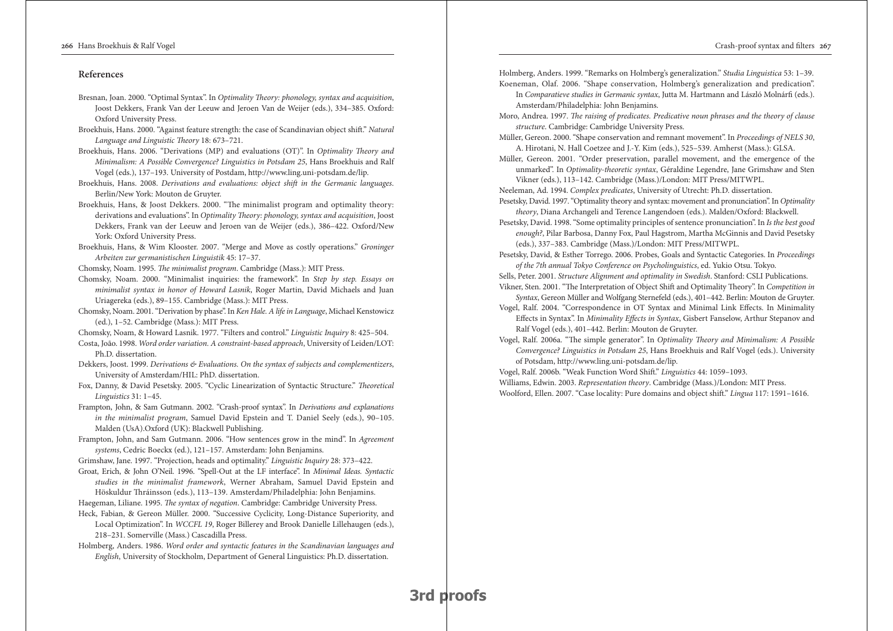## References

Bresnan, Joan. 2000. "Optimal Syntax". In *Optimality Theory: phonology, syntax and acquisition*, Joost Dekkers, Frank Van der Leeuw and Jeroen Van de Weijer (eds.), 334–385. Oxford: Oxford University Press.

Broekhuis, Hans. 2000. "Against feature strength: the case of Scandinavian object shift." *Natural Language and Linguistic Theory* 18: 673–721.

Broekhuis, Hans. 2006. "Derivations (MP) and evaluations (OT)". In *Optimality Theory and Minimalism: A Possible Convergence? Linguistics in Potsdam 25*, Hans Broekhuis and Ralf Vogel (eds.), 137–193. University of Postdam, http://www.ling.uni-potsdam.de/lip.

Broekhuis, Hans. 2008. *Derivations and evaluations: object shift in the Germanic languages*. Berlin/New York: Mouton de Gruyter.

Broekhuis, Hans, & Joost Dekkers. 2000. "The minimalist program and optimality theory: derivations and evaluations". In *Optimality Theory: phonology, syntax and acquisition*, Joost Dekkers, Frank van der Leeuw and Jeroen van de Weijer (eds.), 386–422. Oxford/New York: Oxford University Press.

Broekhuis, Hans, & Wim Klooster. 2007. "Merge and Move as costly operations." *Groninger Arbeiten zur germanistischen Linguistik* 45: 17–37.

Chomsky, Noam. 1995. *The minimalist program*. Cambridge (Mass.): MIT Press.

Chomsky, Noam. 2000. "Minimalist inquiries: the framework". In *Step by step. Essays on minimalist syntax in honor of Howard Lasnik*, Roger Martin, David Michaels and Juan Uriagereka (eds.), 89–155. Cambridge (Mass.): MIT Press.

Chomsky, Noam. 2001. "Derivation by phase". In *Ken Hale. A life in Language*, Michael Kenstowicz (ed.), 1–52. Cambridge (Mass.): MIT Press.

Chomsky, Noam, & Howard Lasnik. 1977. "Filters and control." *Linguistic Inquiry* 8: 425–504.

Costa, João. 1998. *Word order variation. A constraint-based approach*, University of Leiden/LOT: Ph.D. dissertation.

Dekkers, Joost. 1999. *Derivations & Evaluations. On the syntax of subjects and complementizers*, University of Amsterdam/HIL: PhD. dissertation.

Fox, Danny, & David Pesetsky. 2005. "Cyclic Linearization of Syntactic Structure." *Theoretical Linguistics* 31: 1–45.

Frampton, John, & Sam Gutmann. 2002. "Crash-proof syntax". In *Derivations and explanations in the minimalist program*, Samuel David Epstein and T. Daniel Seely (eds.), 90–105. Malden (UsA).Oxford (UK): Blackwell Publishing.

Frampton, John, and Sam Gutmann. 2006. "How sentences grow in the mind". In *Agreement systems*, Cedric Boeckx (ed.), 121–157. Amsterdam: John Benjamins.

Grimshaw, Jane. 1997. "Projection, heads and optimality." *Linguistic Inquiry* 28: 373–422.

Groat, Erich, & John O'Neil. 1996. "Spell-Out at the LF interface". In *Minimal Ideas. Syntactic studies in the minimalist framework*, Werner Abraham, Samuel David Epstein and Höskuldur Thráinsson (eds.), 113–139. Amsterdam/Philadelphia: John Benjamins.

Haegeman, Liliane. 1995. *The syntax of negation*. Cambridge: Cambridge University Press.

Heck, Fabian, & Gereon Müller. 2000. "Successive Cyclicity, Long-Distance Superiority, and Local Optimization". In *WCCFL 19*, Roger Billerey and Brook Danielle Lillehaugen (eds.), 218–231. Somerville (Mass.) Cascadilla Press.

Holmberg, Anders. 1986. *Word order and syntactic features in the Scandinavian languages and English*, University of Stockholm, Department of General Linguistics: Ph.D. dissertation.

Holmberg, Anders. 1999. "Remarks on Holmberg's generalization." *Studia Linguistica* 53: 1–39.

Koeneman, Olaf. 2006. "Shape conservation, Holmberg's generalization and predication". In *Comparatieve studies in Germanic syntax*, Jutta M. Hartmann and László Molnárfi (eds.). Amsterdam/Philadelphia: John Benjamins.

Moro, Andrea. 1997. *The raising of predicates. Predicative noun phrases and the theory of clause structure*. Cambridge: Cambridge University Press.

Müller, Gereon. 2000. "Shape conservation and remnant movement". In *Proceedings of NELS 30*, A. Hirotani, N. Hall Coetzee and J.-Y. Kim (eds.), 525–539. Amherst (Mass.): GLSA.

Müller, Gereon. 2001. "Order preservation, parallel movement, and the emergence of the unmarked". In *Optimality-theoretic syntax*, Géraldine Legendre, Jane Grimshaw and Sten Vikner (eds.), 113–142. Cambridge (Mass.)/London: MIT Press/MITWPL.

Neeleman, Ad. 1994. *Complex predicates*, University of Utrecht: Ph.D. dissertation.

Pesetsky, David. 1997. "Optimality theory and syntax: movement and pronunciation". In *Optimality theory*, Diana Archangeli and Terence Langendoen (eds.). Malden/Oxford: Blackwell.

Pesetsky, David. 1998. "Some optimality principles of sentence pronunciation". In *Is the best good enough?*, Pilar Barbosa, Danny Fox, Paul Hagstrom, Martha McGinnis and David Pesetsky (eds.), 337–383. Cambridge (Mass.)/London: MIT Press/MITWPL.

Pesetsky, David, & Esther Torrego. 2006. Probes, Goals and Syntactic Categories. In *Proceedings of the 7th annual Tokyo Conference on Psycholinguistics*, ed. Yukio Otsu. Tokyo.

Sells, Peter. 2001. *Structure Alignment and optimality in Swedish*. Stanford: CSLI Publications.

Vikner, Sten. 2001. "The Interpretation of Object Shift and Optimality Theory". In *Competition in Syntax*, Gereon Müller and Wolfgang Sternefeld (eds.), 401–442. Berlin: Mouton de Gruyter.

Vogel, Ralf. 2004. "Correspondence in OT Syntax and Minimal Link Effects. In Minimality Effects in Syntax". In *Minimality Effects in Syntax*, Gisbert Fanselow, Arthur Stepanov and Ralf Vogel (eds.), 401–442. Berlin: Mouton de Gruyter.

Vogel, Ralf. 2006a. "The simple generator". In *Optimality Theory and Minimalism: A Possible Convergence? Linguistics in Potsdam 25*, Hans Broekhuis and Ralf Vogel (eds.). University of Potsdam, http://www.ling.uni-potsdam.de/lip.

Vogel, Ralf. 2006b. "Weak Function Word Shift." *Linguistics* 44: 1059–1093.

Williams, Edwin. 2003. *Representation theory*. Cambridge (Mass.)/London: MIT Press.

Woolford, Ellen. 2007. "Case locality: Pure domains and object shift." *Lingua* 117: 1591–1616.